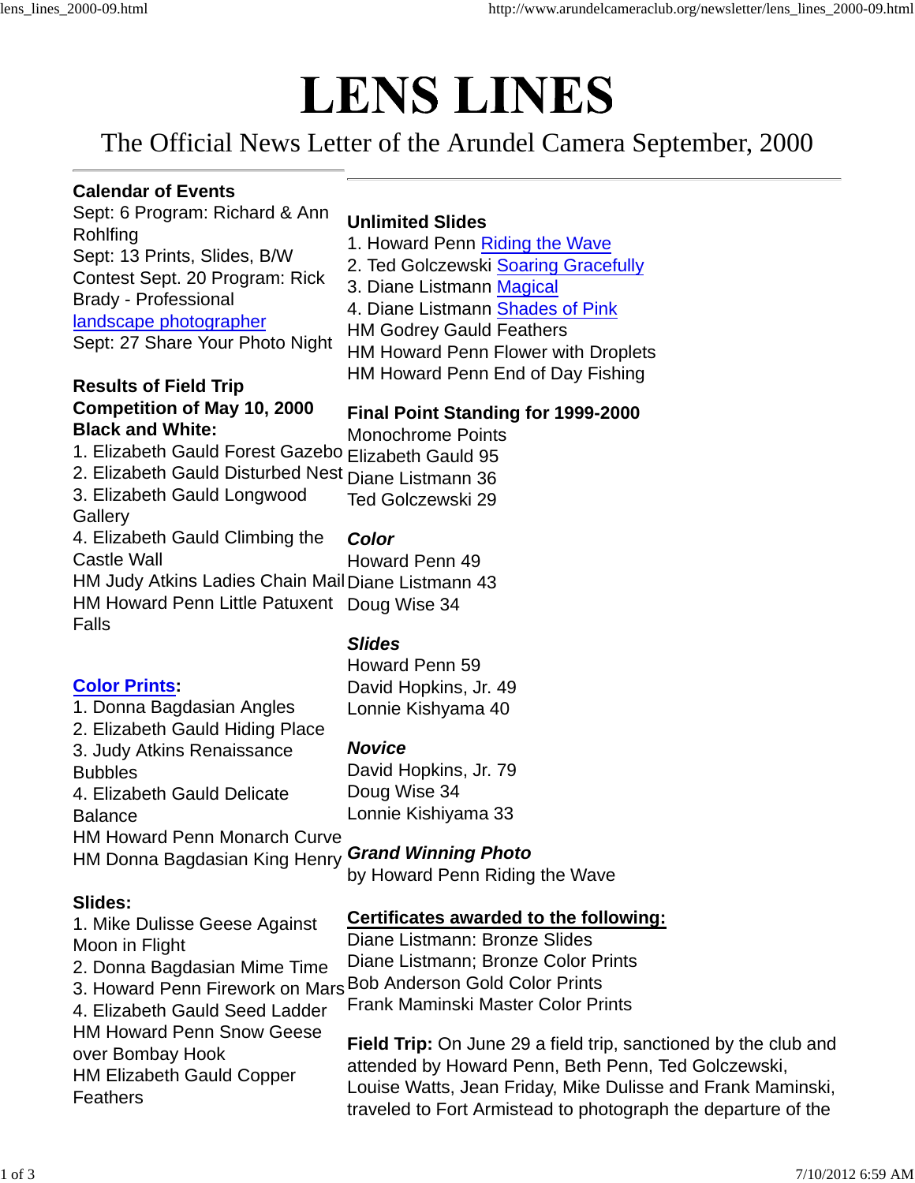# LENS LINES

The Official News Letter of the Arundel Camera September, 2000

---

**Calendar of Events**

Sept: 6 Program: Richard & Ann Rohlfing
Sept: 13 Prints, Slides, B/W Contest Sept. 20 Program: Rick Brady - Professional landscape photographer
Sept: 27 Share Your Photo Night

**Results of Field Trip Competition of May 10, 2000**
**Black and White:**

1. Elizabeth Gauld Forest Gazebo
2. Elizabeth Gauld Disturbed Nest
3. Elizabeth Gauld Longwood Gallery
4. Elizabeth Gauld Climbing the Castle Wall

HM Judy Atkins Ladies Chain Mail
HM Howard Penn Little Patuxent Falls

**Color Prints:**

1. Donna Bagdasian Angles
2. Elizabeth Gauld Hiding Place
3. Judy Atkins Renaissance Bubbles
4. Elizabeth Gauld Delicate Balance

HM Howard Penn Monarch Curve
HM Donna Bagdasian King Henry

**Slides:**

1. Mike Dulisse Geese Against Moon in Flight
2. Donna Bagdasian Mime Time
3. Howard Penn Firework on Mars
4. Elizabeth Gauld Seed Ladder

HM Howard Penn Snow Geese over Bombay Hook
HM Elizabeth Gauld Copper Feathers

---

**Unlimited Slides**

1. Howard Penn Riding the Wave
2. Ted Golczewski Soaring Gracefully
3. Diane Listmann Magical
4. Diane Listmann Shades of Pink

HM Godrey Gauld Feathers
HM Howard Penn Flower with Droplets
HM Howard Penn End of Day Fishing

**Final Point Standing for 1999-2000**

Monochrome Points
Elizabeth Gauld 95
Diane Listmann 36
Ted Golczewski 29

***Color***
Howard Penn 49
Diane Listmann 43
Doug Wise 34

***Slides***
Howard Penn 59
David Hopkins, Jr. 49
Lonnie Kishyama 40

***Novice***
David Hopkins, Jr. 79
Doug Wise 34
Lonnie Kishiyama 33

***Grand Winning Photo***
by Howard Penn Riding the Wave

**Certificates awarded to the following:**

Diane Listmann: Bronze Slides
Diane Listmann; Bronze Color Prints
Bob Anderson Gold Color Prints
Frank Maminski Master Color Prints

**Field Trip:** On June 29 a field trip, sanctioned by the club and attended by Howard Penn, Beth Penn, Ted Golczewski, Louise Watts, Jean Friday, Mike Dulisse and Frank Maminski, traveled to Fort Armistead to photograph the departure of the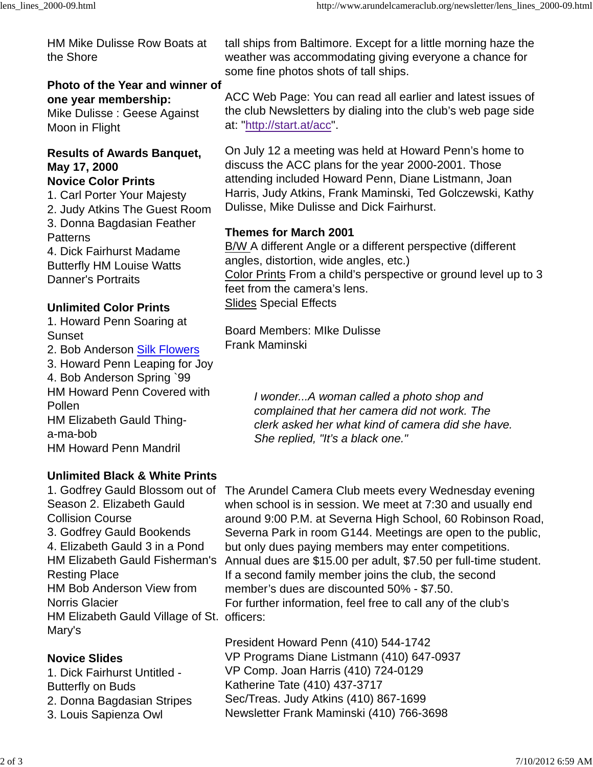HM Mike Dulisse Row Boats at the Shore

**Photo of the Year and winner of one year membership:**
Mike Dulisse : Geese Against Moon in Flight

**Results of Awards Banquet, May 17, 2000**
**Novice Color Prints**
1. Carl Porter Your Majesty
2. Judy Atkins The Guest Room
3. Donna Bagdasian Feather Patterns
4. Dick Fairhurst Madame Butterfly HM Louise Watts Danner's Portraits

**Unlimited Color Prints**
1. Howard Penn Soaring at Sunset
2. Bob Anderson Silk Flowers
3. Howard Penn Leaping for Joy
4. Bob Anderson Spring `99
HM Howard Penn Covered with Pollen
HM Elizabeth Gauld Thing-a-ma-bob
HM Howard Penn Mandril

**Unlimited Black & White Prints**
1. Godfrey Gauld Blossom out of Season 2. Elizabeth Gauld Collision Course
3. Godfrey Gauld Bookends
4. Elizabeth Gauld 3 in a Pond
HM Elizabeth Gauld Fisherman's Resting Place
HM Bob Anderson View from Norris Glacier
HM Elizabeth Gauld Village of St. Mary's

**Novice Slides**
1. Dick Fairhurst Untitled - Butterfly on Buds
2. Donna Bagdasian Stripes
3. Louis Sapienza Owl

tall ships from Baltimore. Except for a little morning haze the weather was accommodating giving everyone a chance for some fine photos shots of tall ships.

ACC Web Page: You can read all earlier and latest issues of the club Newsletters by dialing into the club's web page side at: "http://start.at/acc".

On July 12 a meeting was held at Howard Penn's home to discuss the ACC plans for the year 2000-2001. Those attending included Howard Penn, Diane Listmann, Joan Harris, Judy Atkins, Frank Maminski, Ted Golczewski, Kathy Dulisse, Mike Dulisse and Dick Fairhurst.

**Themes for March 2001**
B/W A different Angle or a different perspective (different angles, distortion, wide angles, etc.)
Color Prints From a child's perspective or ground level up to 3 feet from the camera's lens.
Slides Special Effects

Board Members: MIke Dulisse
Frank Maminski

*I wonder...A woman called a photo shop and complained that her camera did not work. The clerk asked her what kind of camera did she have. She replied, "It's a black one."*

The Arundel Camera Club meets every Wednesday evening when school is in session. We meet at 7:30 and usually end around 9:00 P.M. at Severna High School, 60 Robinson Road, Severna Park in room G144. Meetings are open to the public, but only dues paying members may enter competitions. Annual dues are $15.00 per adult, $7.50 per full-time student. If a second family member joins the club, the second member's dues are discounted 50% - $7.50.
For further information, feel free to call any of the club's officers:

President Howard Penn (410) 544-1742
VP Programs Diane Listmann (410) 647-0937
VP Comp. Joan Harris (410) 724-0129
Katherine Tate (410) 437-3717
Sec/Treas. Judy Atkins (410) 867-1699
Newsletter Frank Maminski (410) 766-3698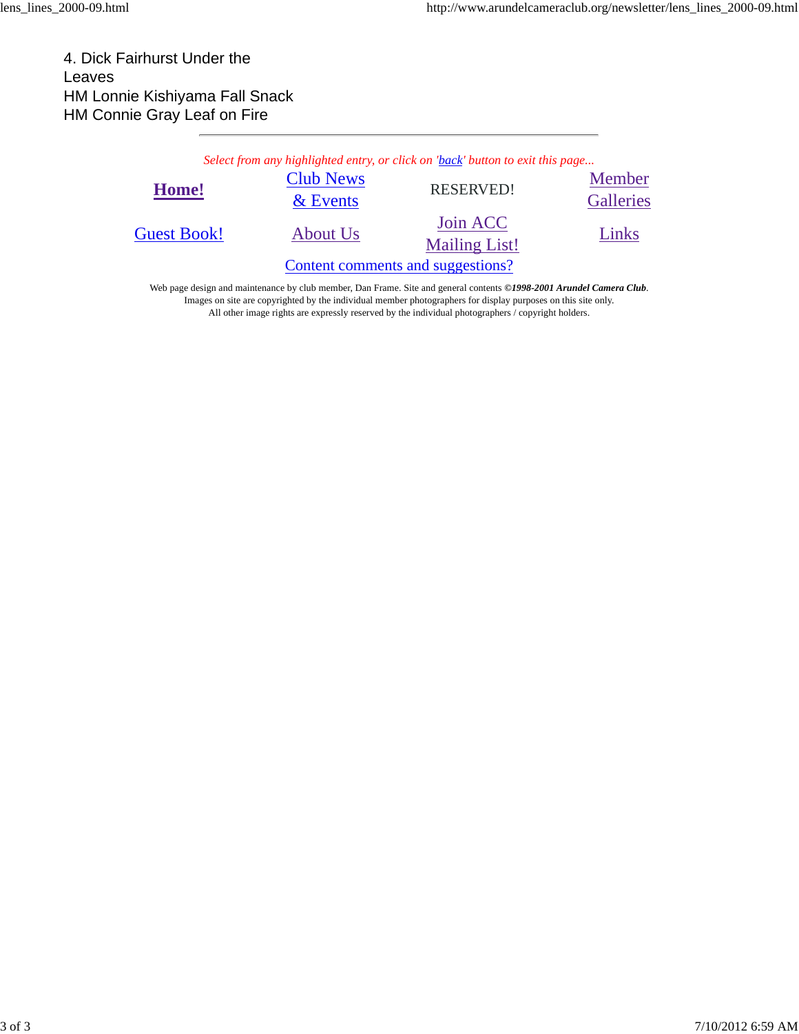4. Dick Fairhurst Under the Leaves
HM Lonnie Kishiyama Fall Snack
HM Connie Gray Leaf on Fire

---

*Select from any highlighted entry, or click on 'back' button to exit this page...*

| | | | |
|---|---|---|---|
| **Home!** | Club News & Events | RESERVED! | Member Galleries |
| Guest Book! | About Us | Join ACC Mailing List! | Links |

Content comments and suggestions?

Web page design and maintenance by club member, Dan Frame. Site and general contents ***©1998-2001 Arundel Camera Club***.
Images on site are copyrighted by the individual member photographers for display purposes on this site only.
All other image rights are expressly reserved by the individual photographers / copyright holders.